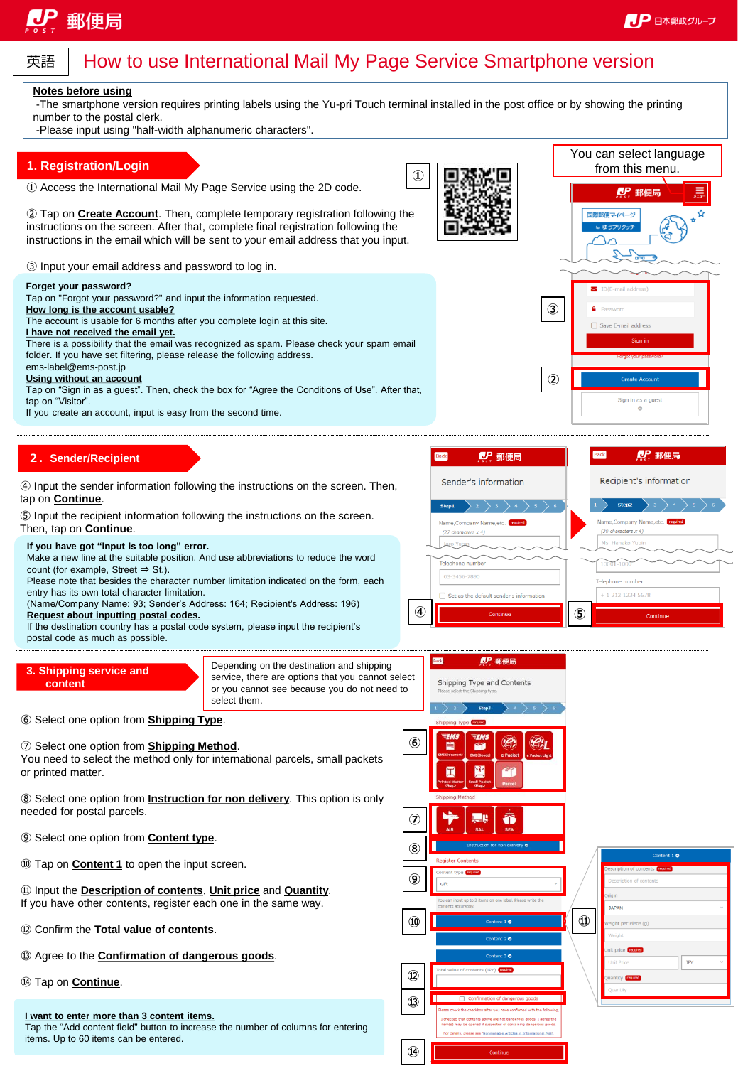英語

# How to use International Mail My Page Service Smartphone version

**Notes before using**

-The smartphone version requires printing labels using the Yu-pri Touch terminal installed in the post office or by showing the printing number to the postal clerk.

-Please input using "half-width alphanumeric characters".

You can select language from this menu.

## 1. Registration/Login

① Access the International Mail My Page Service using the 2D code.

② Tap on **Create Account**. Then, complete temporary registration following the instructions on the screen. After that, complete final registration following the instructions in the email which will be sent to your email address that you input.

③ Input your email address and password to log in.

**Forget your password?**
Tap on "Forgot your password?" and input the information requested.

**How long is the account usable?**
The account is usable for 6 months after you complete login at this site.

**I have not received the email yet.**
There is a possibility that the email was recognized as spam. Please check your spam email folder. If you have set filtering, please release the following address.
ems-label@ems-post.jp

**Using without an account**
Tap on "Sign in as a guest". Then, check the box for "Agree the Conditions of Use". After that, tap on "Visitor".
If you create an account, input is easy from the second time.

## 2. Sender/Recipient

④ Input the sender information following the instructions on the screen. Then, tap on **Continue**.

⑤ Input the recipient information following the instructions on the screen. Then, tap on **Continue**.

**If you have got "Input is too long" error.**
Make a new line at the suitable position. And use abbreviations to reduce the word count (for example, Street ⇒ St.).
Please note that besides the character number limitation indicated on the form, each entry has its own total character limitation.
(Name/Company Name: 93; Sender's Address: 164; Recipient's Address: 196)

**Request about inputting postal codes.**
If the destination country has a postal code system, please input the recipient's postal code as much as possible.

## 3. Shipping service and content

Depending on the destination and shipping service, there are options that you cannot select or you cannot see because you do not need to select them.

⑥ Select one option from **Shipping Type**.

⑦ Select one option from **Shipping Method**.
You need to select the method only for international parcels, small packets or printed matter.

⑧ Select one option from **Instruction for non delivery**. This option is only needed for postal parcels.

⑨ Select one option from **Content type**.

⑩ Tap on **Content 1** to open the input screen.

⑪ Input the **Description of contents**, **Unit price** and **Quantity**.
If you have other contents, register each one in the same way.

⑫ Confirm the **Total value of contents**.

⑬ Agree to the **Confirmation of dangerous goods**.

⑭ Tap on **Continue**.

**I want to enter more than 3 content items.**
Tap the "Add content field" button to increase the number of columns for entering items. Up to 60 items can be entered.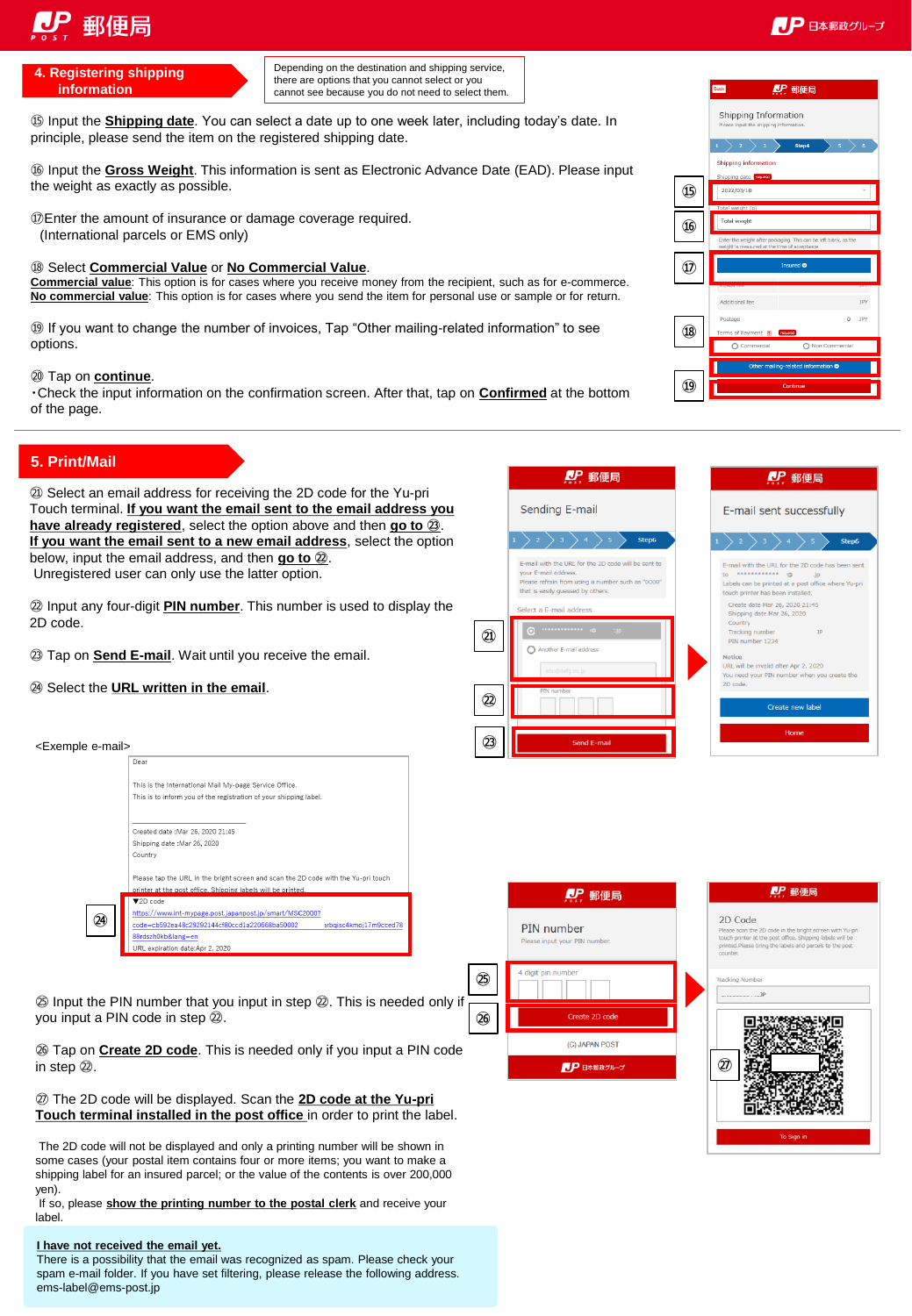## 4. Registering shipping information

Depending on the destination and shipping service, there are options that you cannot select or you cannot see because you do not need to select them.

⑮ Input the **Shipping date**. You can select a date up to one week later, including today's date. In principle, please send the item on the registered shipping date.

⑯ Input the **Gross Weight**. This information is sent as Electronic Advance Date (EAD). Please input the weight as exactly as possible.

⑰Enter the amount of insurance or damage coverage required.
(International parcels or EMS only)

⑱ Select **Commercial Value** or **No Commercial Value**.
**Commercial value**: This option is for cases where you receive money from the recipient, such as for e-commerce.
**No commercial value**: This option is for cases where you send the item for personal use or sample or for return.

⑲ If you want to change the number of invoices, Tap "Other mailing-related information" to see options.

⑳ Tap on **continue**.
・Check the input information on the confirmation screen. After that, tap on **Confirmed** at the bottom of the page.

## 5. Print/Mail

㉑ Select an email address for receiving the 2D code for the Yu-pri Touch terminal. **If you want the email sent to the email address you have already registered**, select the option above and then **go to ㉓**. **If you want the email sent to a new email address**, select the option below, input the email address, and then **go to ㉒**.
Unregistered user can only use the latter option.

㉒ Input any four-digit **PIN number**. This number is used to display the 2D code.

㉓ Tap on **Send E-mail**. Wait until you receive the email.

㉔ Select the **URL written in the email**.

<Exemple e-mail>

Dear

This is the International Mail My-page Service Office.
This is to inform you of the registration of your shipping label.

Created date :Mar 26, 2020 21:45
Shipping date :Mar 26, 2020
Country

Please tap the URL in the bright screen and scan the 2D code with the Yu-pri touch printer at the post office. Shipping labels will be printed.
▼2D code
https://www.int-mypage.post.japanpost.jp/smart/MSC2000?code=cb592ea48c29292144cf80ccd1a220668ba50002 ... arbqisc4kmoj17m9cced78 88rdszh0kb&lang=en
URL expiration date:Apr 2, 2020

㉕ Input the PIN number that you input in step ㉒. This is needed only if you input a PIN code in step ㉒.

㉖ Tap on **Create 2D code**. This is needed only if you input a PIN code in step ㉒.

㉗ The 2D code will be displayed. Scan the **2D code at the Yu-pri Touch terminal installed in the post office** in order to print the label.

The 2D code will not be displayed and only a printing number will be shown in some cases (your postal item contains four or more items; you want to make a shipping label for an insured parcel; or the value of the contents is over 200,000 yen).
If so, please **show the printing number to the postal clerk** and receive your label.

**I have not received the email yet.**
There is a possibility that the email was recognized as spam. Please check your spam e-mail folder. If you have set filtering, please release the following address.
ems-label@ems-post.jp